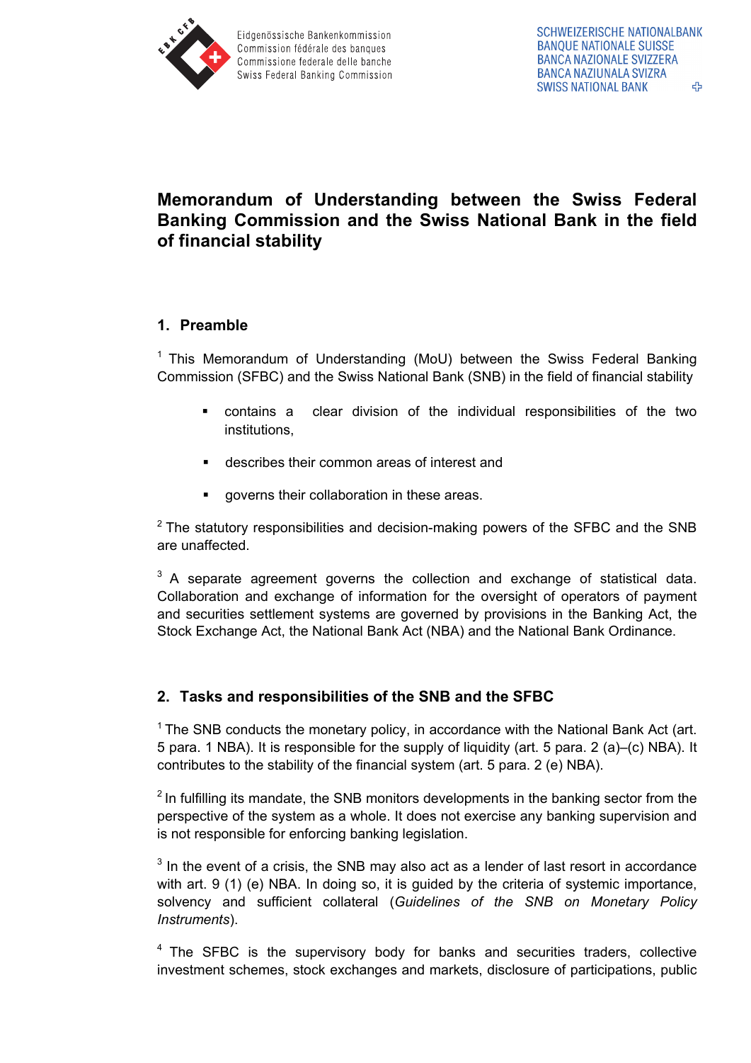Eidgenössische Bankenkommission
Commission fédérale des banques
Commissione federale delle banche
Swiss Federal Banking Commission

SCHWEIZERISCHE NATIONALBANK
BANQUE NATIONALE SUISSE
BANCA NAZIONALE SVIZZERA
BANCA NAZIUNALA SVIZRA
SWISS NATIONAL BANK

# Memorandum of Understanding between the Swiss Federal Banking Commission and the Swiss National Bank in the field of financial stability

## 1. Preamble

[1] This Memorandum of Understanding (MoU) between the Swiss Federal Banking Commission (SFBC) and the Swiss National Bank (SNB) in the field of financial stability

- contains a clear division of the individual responsibilities of the two institutions,
- describes their common areas of interest and
- governs their collaboration in these areas.

[2] The statutory responsibilities and decision-making powers of the SFBC and the SNB are unaffected.

[3] A separate agreement governs the collection and exchange of statistical data. Collaboration and exchange of information for the oversight of operators of payment and securities settlement systems are governed by provisions in the Banking Act, the Stock Exchange Act, the National Bank Act (NBA) and the National Bank Ordinance.

## 2. Tasks and responsibilities of the SNB and the SFBC

[1] The SNB conducts the monetary policy, in accordance with the National Bank Act (art. 5 para. 1 NBA). It is responsible for the supply of liquidity (art. 5 para. 2 (a)–(c) NBA). It contributes to the stability of the financial system (art. 5 para. 2 (e) NBA).

[2] In fulfilling its mandate, the SNB monitors developments in the banking sector from the perspective of the system as a whole. It does not exercise any banking supervision and is not responsible for enforcing banking legislation.

[3] In the event of a crisis, the SNB may also act as a lender of last resort in accordance with art. 9 (1) (e) NBA. In doing so, it is guided by the criteria of systemic importance, solvency and sufficient collateral (*Guidelines of the SNB on Monetary Policy Instruments*).

[4] The SFBC is the supervisory body for banks and securities traders, collective investment schemes, stock exchanges and markets, disclosure of participations, public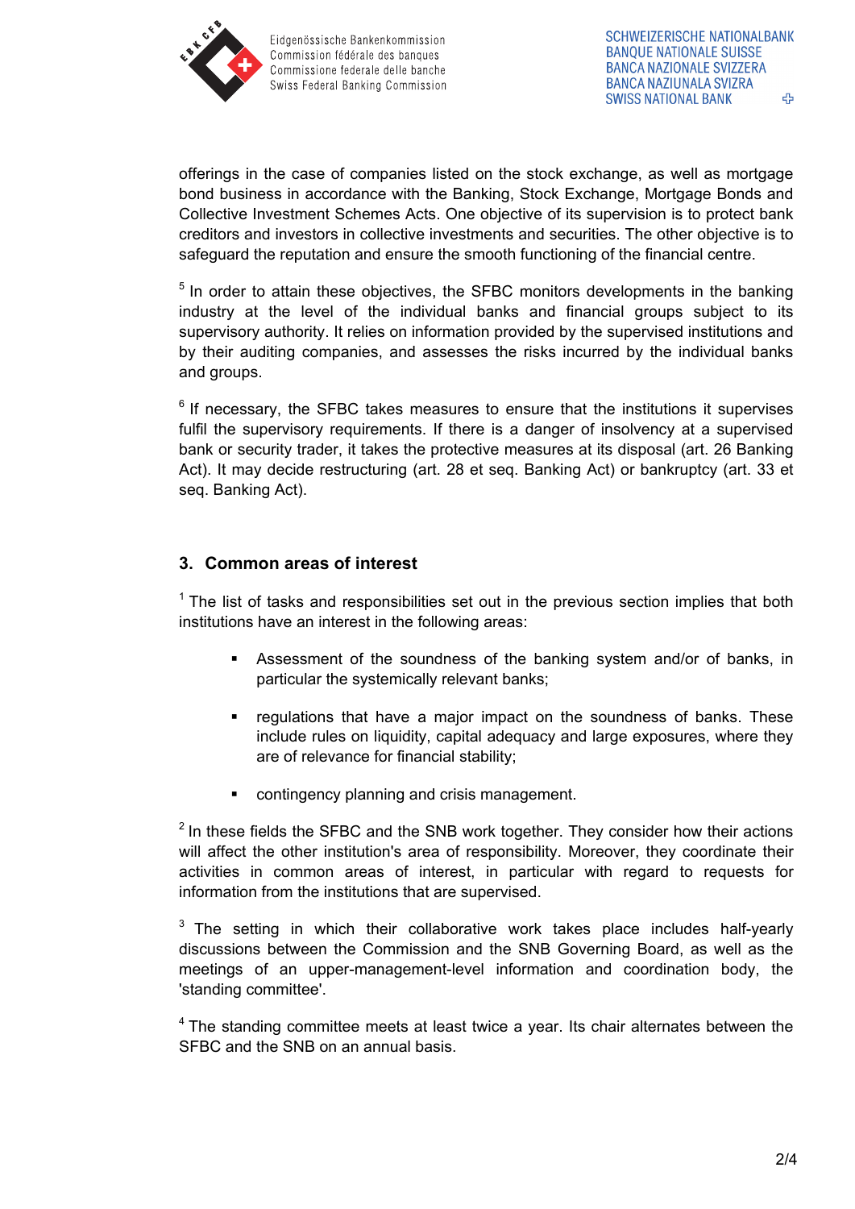offerings in the case of companies listed on the stock exchange, as well as mortgage bond business in accordance with the Banking, Stock Exchange, Mortgage Bonds and Collective Investment Schemes Acts. One objective of its supervision is to protect bank creditors and investors in collective investments and securities. The other objective is to safeguard the reputation and ensure the smooth functioning of the financial centre.

[5] In order to attain these objectives, the SFBC monitors developments in the banking industry at the level of the individual banks and financial groups subject to its supervisory authority. It relies on information provided by the supervised institutions and by their auditing companies, and assesses the risks incurred by the individual banks and groups.

[6] If necessary, the SFBC takes measures to ensure that the institutions it supervises fulfil the supervisory requirements. If there is a danger of insolvency at a supervised bank or security trader, it takes the protective measures at its disposal (art. 26 Banking Act). It may decide restructuring (art. 28 et seq. Banking Act) or bankruptcy (art. 33 et seq. Banking Act).

## 3. Common areas of interest

[1] The list of tasks and responsibilities set out in the previous section implies that both institutions have an interest in the following areas:

- Assessment of the soundness of the banking system and/or of banks, in particular the systemically relevant banks;
- regulations that have a major impact on the soundness of banks. These include rules on liquidity, capital adequacy and large exposures, where they are of relevance for financial stability;
- contingency planning and crisis management.

[2] In these fields the SFBC and the SNB work together. They consider how their actions will affect the other institution's area of responsibility. Moreover, they coordinate their activities in common areas of interest, in particular with regard to requests for information from the institutions that are supervised.

[3] The setting in which their collaborative work takes place includes half-yearly discussions between the Commission and the SNB Governing Board, as well as the meetings of an upper-management-level information and coordination body, the 'standing committee'.

[4] The standing committee meets at least twice a year. Its chair alternates between the SFBC and the SNB on an annual basis.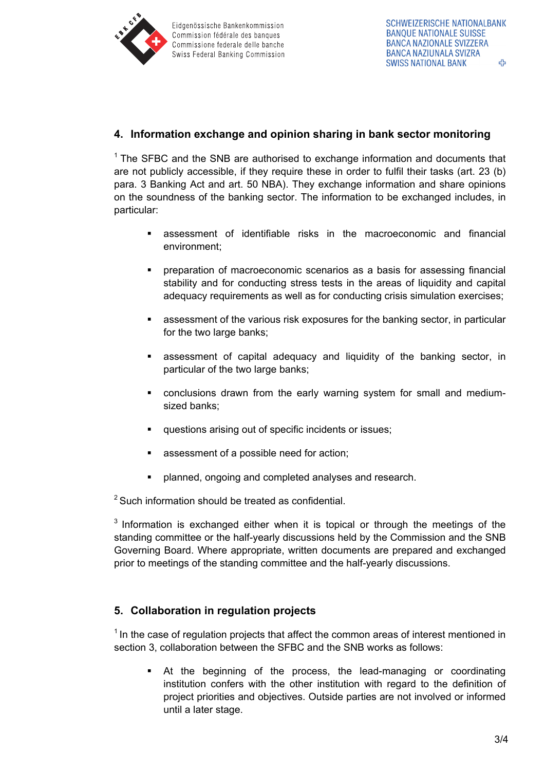## 4. Information exchange and opinion sharing in bank sector monitoring

[1] The SFBC and the SNB are authorised to exchange information and documents that are not publicly accessible, if they require these in order to fulfil their tasks (art. 23 (b) para. 3 Banking Act and art. 50 NBA). They exchange information and share opinions on the soundness of the banking sector. The information to be exchanged includes, in particular:

- assessment of identifiable risks in the macroeconomic and financial environment;
- preparation of macroeconomic scenarios as a basis for assessing financial stability and for conducting stress tests in the areas of liquidity and capital adequacy requirements as well as for conducting crisis simulation exercises;
- assessment of the various risk exposures for the banking sector, in particular for the two large banks;
- assessment of capital adequacy and liquidity of the banking sector, in particular of the two large banks;
- conclusions drawn from the early warning system for small and medium-sized banks;
- questions arising out of specific incidents or issues;
- assessment of a possible need for action;
- planned, ongoing and completed analyses and research.

[2] Such information should be treated as confidential.

[3] Information is exchanged either when it is topical or through the meetings of the standing committee or the half-yearly discussions held by the Commission and the SNB Governing Board. Where appropriate, written documents are prepared and exchanged prior to meetings of the standing committee and the half-yearly discussions.

## 5. Collaboration in regulation projects

[1] In the case of regulation projects that affect the common areas of interest mentioned in section 3, collaboration between the SFBC and the SNB works as follows:

- At the beginning of the process, the lead-managing or coordinating institution confers with the other institution with regard to the definition of project priorities and objectives. Outside parties are not involved or informed until a later stage.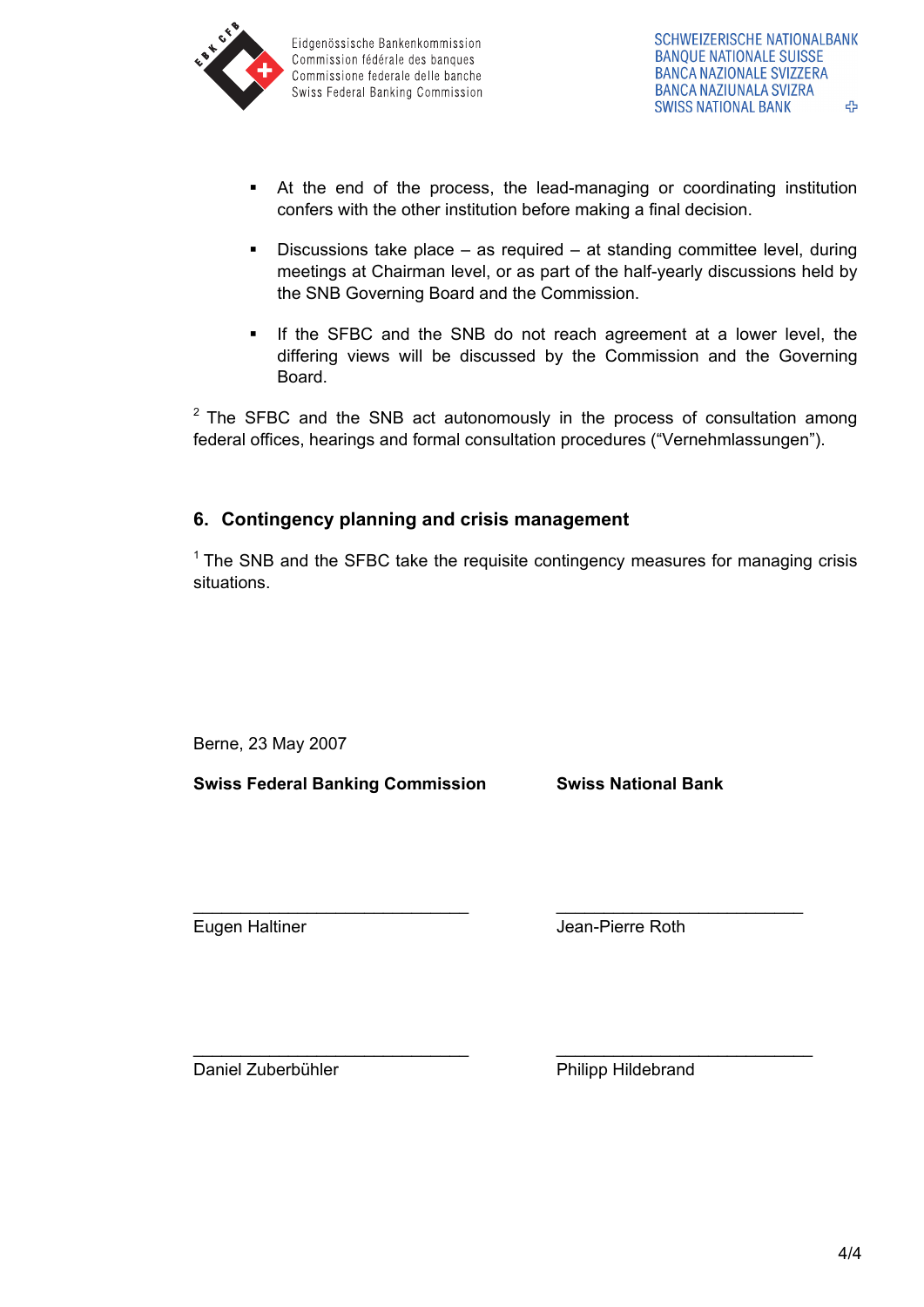- At the end of the process, the lead-managing or coordinating institution confers with the other institution before making a final decision.
- Discussions take place – as required – at standing committee level, during meetings at Chairman level, or as part of the half-yearly discussions held by the SNB Governing Board and the Commission.
- If the SFBC and the SNB do not reach agreement at a lower level, the differing views will be discussed by the Commission and the Governing Board.

[2] The SFBC and the SNB act autonomously in the process of consultation among federal offices, hearings and formal consultation procedures ("Vernehmlassungen").

## 6. Contingency planning and crisis management

[1] The SNB and the SFBC take the requisite contingency measures for managing crisis situations.

Berne, 23 May 2007

| **Swiss Federal Banking Commission** | **Swiss National Bank** |
| --- | --- |
| ______________________________ | ______________________________ |
| Eugen Haltiner | Jean-Pierre Roth |
| ______________________________ | ______________________________ |
| Daniel Zuberbühler | Philipp Hildebrand |